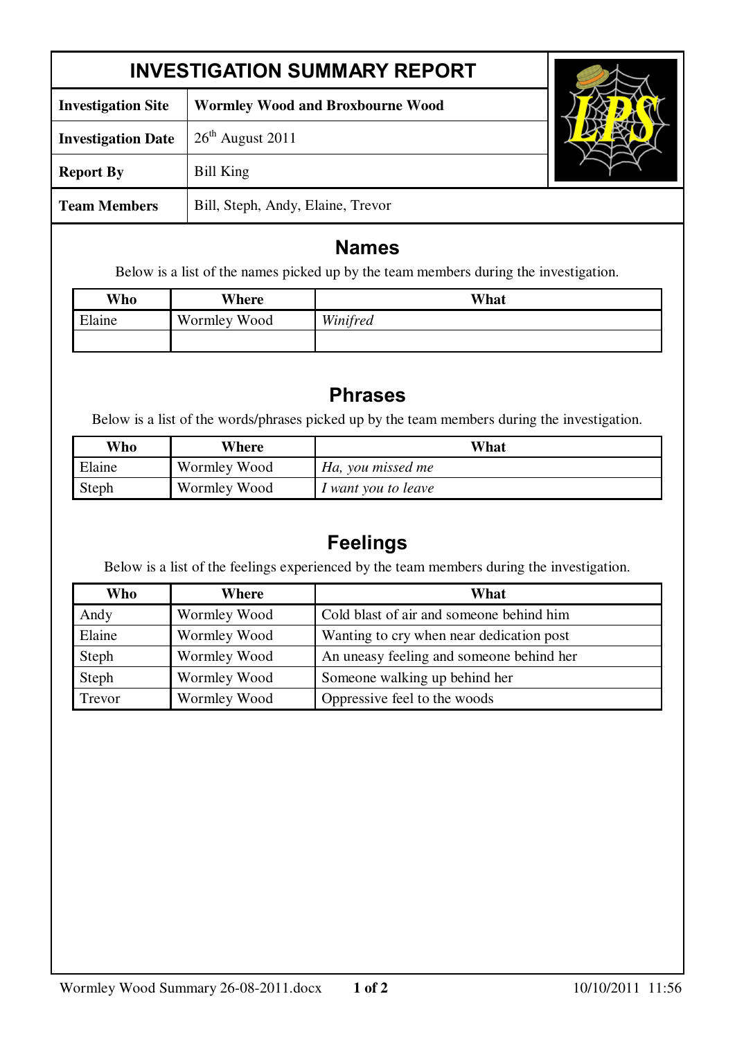# INVESTIGATION SUMMARY REPORT

| | |
|---|---|
| **Investigation Site** | **Wormley Wood and Broxbourne Wood** |
| **Investigation Date** | 26th August 2011 |
| **Report By** | Bill King |
| **Team Members** | Bill, Steph, Andy, Elaine, Trevor |

## Names

Below is a list of the names picked up by the team members during the investigation.

| Who | Where | What |
|---|---|---|
| Elaine | Wormley Wood | *Winifred* |
| | | |

## Phrases

Below is a list of the words/phrases picked up by the team members during the investigation.

| Who | Where | What |
|---|---|---|
| Elaine | Wormley Wood | *Ha, you missed me* |
| Steph | Wormley Wood | *I want you to leave* |

## Feelings

Below is a list of the feelings experienced by the team members during the investigation.

| Who | Where | What |
|---|---|---|
| Andy | Wormley Wood | Cold blast of air and someone behind him |
| Elaine | Wormley Wood | Wanting to cry when near dedication post |
| Steph | Wormley Wood | An uneasy feeling and someone behind her |
| Steph | Wormley Wood | Someone walking up behind her |
| Trevor | Wormley Wood | Oppressive feel to the woods |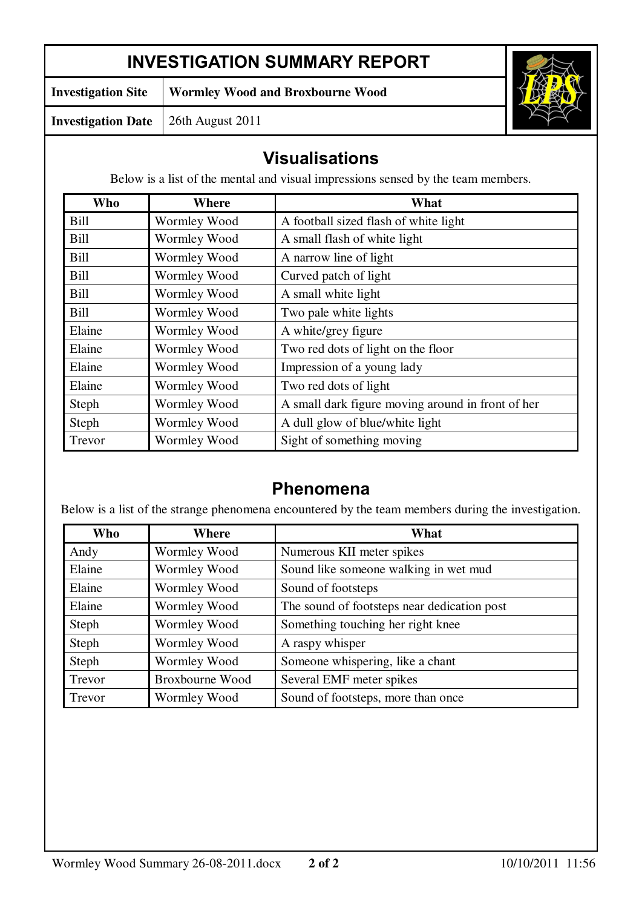# INVESTIGATION SUMMARY REPORT

| | |
|---|---|
| **Investigation Site** | **Wormley Wood and Broxbourne Wood** |
| **Investigation Date** | 26th August 2011 |

## Visualisations

Below is a list of the mental and visual impressions sensed by the team members.

| Who | Where | What |
|---|---|---|
| Bill | Wormley Wood | A football sized flash of white light |
| Bill | Wormley Wood | A small flash of white light |
| Bill | Wormley Wood | A narrow line of light |
| Bill | Wormley Wood | Curved patch of light |
| Bill | Wormley Wood | A small white light |
| Bill | Wormley Wood | Two pale white lights |
| Elaine | Wormley Wood | A white/grey figure |
| Elaine | Wormley Wood | Two red dots of light on the floor |
| Elaine | Wormley Wood | Impression of a young lady |
| Elaine | Wormley Wood | Two red dots of light |
| Steph | Wormley Wood | A small dark figure moving around in front of her |
| Steph | Wormley Wood | A dull glow of blue/white light |
| Trevor | Wormley Wood | Sight of something moving |

## Phenomena

Below is a list of the strange phenomena encountered by the team members during the investigation.

| Who | Where | What |
|---|---|---|
| Andy | Wormley Wood | Numerous KII meter spikes |
| Elaine | Wormley Wood | Sound like someone walking in wet mud |
| Elaine | Wormley Wood | Sound of footsteps |
| Elaine | Wormley Wood | The sound of footsteps near dedication post |
| Steph | Wormley Wood | Something touching her right knee |
| Steph | Wormley Wood | A raspy whisper |
| Steph | Wormley Wood | Someone whispering, like a chant |
| Trevor | Broxbourne Wood | Several EMF meter spikes |
| Trevor | Wormley Wood | Sound of footsteps, more than once |